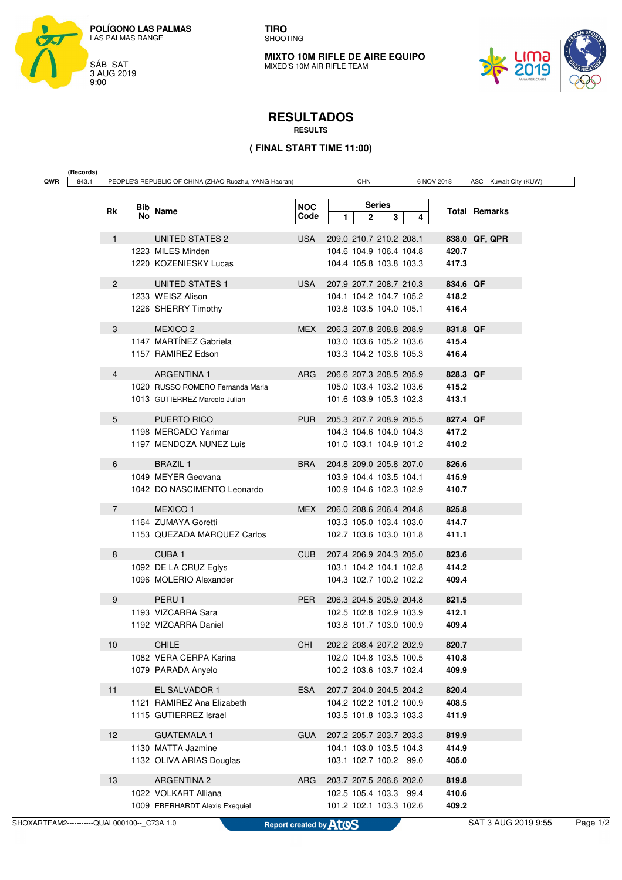**POLÍGONO LAS PALMAS**
LAS PALMAS RANGE

SÁB SAT
3 AUG 2019
9:00

**TIRO**
SHOOTING

**MIXTO 10M RIFLE DE AIRE EQUIPO**
MIXED'S 10M AIR RIFLE TEAM

# RESULTADOS

**RESULTS**

**( FINAL START TIME 11:00)**

**(Records)**

| QWR | 843.1 | PEOPLE'S REPUBLIC OF CHINA (ZHAO Ruozhu, YANG Haoran) | CHN | 6 NOV 2018 | ASC | Kuwait City (KUW) |
|---|---|---|---|---|---|---|

| Rk | Bib No | Name | NOC Code | Series 1 | 2 | 3 | 4 | Total | Remarks |
|---|---|---|---|---|---|---|---|---|---|
| 1 | | UNITED STATES 2 | USA | 209.0 | 210.7 | 210.2 | 208.1 | **838.0** | **QF, QPR** |
| | 1223 | MILES Minden | | 104.6 | 104.9 | 106.4 | 104.8 | **420.7** | |
| | 1220 | KOZENIESKY Lucas | | 104.4 | 105.8 | 103.8 | 103.3 | **417.3** | |
| 2 | | UNITED STATES 1 | USA | 207.9 | 207.7 | 208.7 | 210.3 | **834.6** | **QF** |
| | 1233 | WEISZ Alison | | 104.1 | 104.2 | 104.7 | 105.2 | **418.2** | |
| | 1226 | SHERRY Timothy | | 103.8 | 103.5 | 104.0 | 105.1 | **416.4** | |
| 3 | | MEXICO 2 | MEX | 206.3 | 207.8 | 208.8 | 208.9 | **831.8** | **QF** |
| | 1147 | MARTÍNEZ Gabriela | | 103.0 | 103.6 | 105.2 | 103.6 | **415.4** | |
| | 1157 | RAMIREZ Edson | | 103.3 | 104.2 | 103.6 | 105.3 | **416.4** | |
| 4 | | ARGENTINA 1 | ARG | 206.6 | 207.3 | 208.5 | 205.9 | **828.3** | **QF** |
| | 1020 | RUSSO ROMERO Fernanda Maria | | 105.0 | 103.4 | 103.2 | 103.6 | **415.2** | |
| | 1013 | GUTIERREZ Marcelo Julian | | 101.6 | 103.9 | 105.3 | 102.3 | **413.1** | |
| 5 | | PUERTO RICO | PUR | 205.3 | 207.7 | 208.9 | 205.5 | **827.4** | **QF** |
| | 1198 | MERCADO Yarimar | | 104.3 | 104.6 | 104.0 | 104.3 | **417.2** | |
| | 1197 | MENDOZA NUNEZ Luis | | 101.0 | 103.1 | 104.9 | 101.2 | **410.2** | |
| 6 | | BRAZIL 1 | BRA | 204.8 | 209.0 | 205.8 | 207.0 | **826.6** | |
| | 1049 | MEYER Geovana | | 103.9 | 104.4 | 103.5 | 104.1 | **415.9** | |
| | 1042 | DO NASCIMENTO Leonardo | | 100.9 | 104.6 | 102.3 | 102.9 | **410.7** | |
| 7 | | MEXICO 1 | MEX | 206.0 | 208.6 | 206.4 | 204.8 | **825.8** | |
| | 1164 | ZUMAYA Goretti | | 103.3 | 105.0 | 103.4 | 103.0 | **414.7** | |
| | 1153 | QUEZADA MARQUEZ Carlos | | 102.7 | 103.6 | 103.0 | 101.8 | **411.1** | |
| 8 | | CUBA 1 | CUB | 207.4 | 206.9 | 204.3 | 205.0 | **823.6** | |
| | 1092 | DE LA CRUZ Eglys | | 103.1 | 104.2 | 104.1 | 102.8 | **414.2** | |
| | 1096 | MOLERIO Alexander | | 104.3 | 102.7 | 100.2 | 102.2 | **409.4** | |
| 9 | | PERU 1 | PER | 206.3 | 204.5 | 205.9 | 204.8 | **821.5** | |
| | 1193 | VIZCARRA Sara | | 102.5 | 102.8 | 102.9 | 103.9 | **412.1** | |
| | 1192 | VIZCARRA Daniel | | 103.8 | 101.7 | 103.0 | 100.9 | **409.4** | |
| 10 | | CHILE | CHI | 202.2 | 208.4 | 207.2 | 202.9 | **820.7** | |
| | 1082 | VERA CERPA Karina | | 102.0 | 104.8 | 103.5 | 100.5 | **410.8** | |
| | 1079 | PARADA Anyelo | | 100.2 | 103.6 | 103.7 | 102.4 | **409.9** | |
| 11 | | EL SALVADOR 1 | ESA | 207.7 | 204.0 | 204.5 | 204.2 | **820.4** | |
| | 1121 | RAMIREZ Ana Elizabeth | | 104.2 | 102.2 | 101.2 | 100.9 | **408.5** | |
| | 1115 | GUTIERREZ Israel | | 103.5 | 101.8 | 103.3 | 103.3 | **411.9** | |
| 12 | | GUATEMALA 1 | GUA | 207.2 | 205.7 | 203.7 | 203.3 | **819.9** | |
| | 1130 | MATTA Jazmine | | 104.1 | 103.0 | 103.5 | 104.3 | **414.9** | |
| | 1132 | OLIVA ARIAS Douglas | | 103.1 | 102.7 | 100.2 | 99.0 | **405.0** | |
| 13 | | ARGENTINA 2 | ARG | 203.7 | 207.5 | 206.6 | 202.0 | **819.8** | |
| | 1022 | VOLKART Alliana | | 102.5 | 105.4 | 103.3 | 99.4 | **410.6** | |
| | 1009 | EBERHARDT Alexis Exequiel | | 101.2 | 102.1 | 103.3 | 102.6 | **409.2** | |

SHOXARTEAM2-----------QUAL000100--_C73A 1.0 | Report created by Atos | SAT 3 AUG 2019 9:55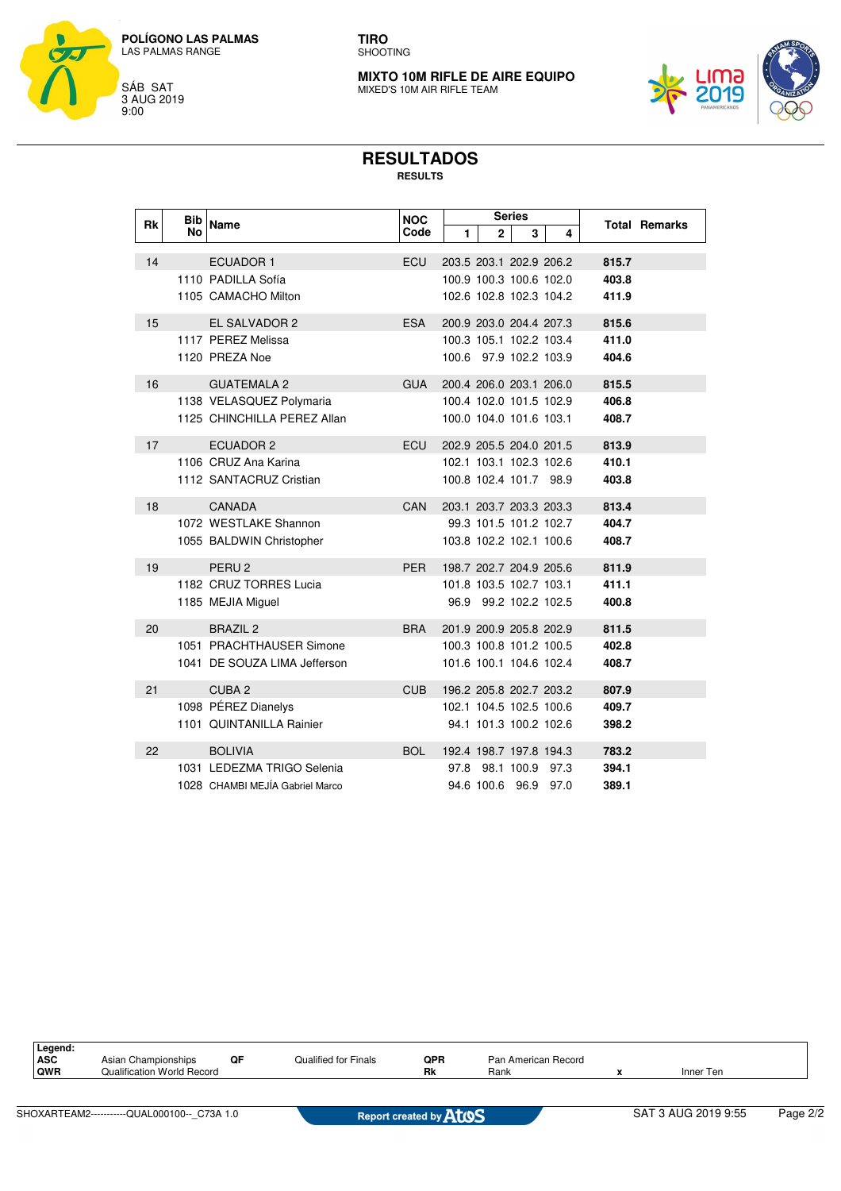**POLÍGONO LAS PALMAS**
LAS PALMAS RANGE

SÁB SAT
3 AUG 2019
9:00

**TIRO**
SHOOTING

**MIXTO 10M RIFLE DE AIRE EQUIPO**
MIXED'S 10M AIR RIFLE TEAM

# RESULTADOS
**RESULTS**

| Rk | Bib No | Name | NOC Code | Series 1 | 2 | 3 | 4 | Total | Remarks |
|---|---|---|---|---|---|---|---|---|---|
| 14 | | ECUADOR 1 | ECU | 203.5 | 203.1 | 202.9 | 206.2 | **815.7** | |
| | 1110 | PADILLA Sofía | | 100.9 | 100.3 | 100.6 | 102.0 | **403.8** | |
| | 1105 | CAMACHO Milton | | 102.6 | 102.8 | 102.3 | 104.2 | **411.9** | |
| 15 | | EL SALVADOR 2 | ESA | 200.9 | 203.0 | 204.4 | 207.3 | **815.6** | |
| | 1117 | PEREZ Melissa | | 100.3 | 105.1 | 102.2 | 103.4 | **411.0** | |
| | 1120 | PREZA Noe | | 100.6 | 97.9 | 102.2 | 103.9 | **404.6** | |
| 16 | | GUATEMALA 2 | GUA | 200.4 | 206.0 | 203.1 | 206.0 | **815.5** | |
| | 1138 | VELASQUEZ Polymaria | | 100.4 | 102.0 | 101.5 | 102.9 | **406.8** | |
| | 1125 | CHINCHILLA PEREZ Allan | | 100.0 | 104.0 | 101.6 | 103.1 | **408.7** | |
| 17 | | ECUADOR 2 | ECU | 202.9 | 205.5 | 204.0 | 201.5 | **813.9** | |
| | 1106 | CRUZ Ana Karina | | 102.1 | 103.1 | 102.3 | 102.6 | **410.1** | |
| | 1112 | SANTACRUZ Cristian | | 100.8 | 102.4 | 101.7 | 98.9 | **403.8** | |
| 18 | | CANADA | CAN | 203.1 | 203.7 | 203.3 | 203.3 | **813.4** | |
| | 1072 | WESTLAKE Shannon | | 99.3 | 101.5 | 101.2 | 102.7 | **404.7** | |
| | 1055 | BALDWIN Christopher | | 103.8 | 102.2 | 102.1 | 100.6 | **408.7** | |
| 19 | | PERU 2 | PER | 198.7 | 202.7 | 204.9 | 205.6 | **811.9** | |
| | 1182 | CRUZ TORRES Lucia | | 101.8 | 103.5 | 102.7 | 103.1 | **411.1** | |
| | 1185 | MEJIA Miguel | | 96.9 | 99.2 | 102.2 | 102.5 | **400.8** | |
| 20 | | BRAZIL 2 | BRA | 201.9 | 200.9 | 205.8 | 202.9 | **811.5** | |
| | 1051 | PRACHTHAUSER Simone | | 100.3 | 100.8 | 101.2 | 100.5 | **402.8** | |
| | 1041 | DE SOUZA LIMA Jefferson | | 101.6 | 100.1 | 104.6 | 102.4 | **408.7** | |
| 21 | | CUBA 2 | CUB | 196.2 | 205.8 | 202.7 | 203.2 | **807.9** | |
| | 1098 | PÉREZ Dianelys | | 102.1 | 104.5 | 102.5 | 100.6 | **409.7** | |
| | 1101 | QUINTANILLA Rainier | | 94.1 | 101.3 | 100.2 | 102.6 | **398.2** | |
| 22 | | BOLIVIA | BOL | 192.4 | 198.7 | 197.8 | 194.3 | **783.2** | |
| | 1031 | LEDEZMA TRIGO Selenia | | 97.8 | 98.1 | 100.9 | 97.3 | **394.1** | |
| | 1028 | CHAMBI MEJÍA Gabriel Marco | | 94.6 | 100.6 | 96.9 | 97.0 | **389.1** | |

**Legend:**

| | | | | | | | |
|---|---|---|---|---|---|---|---|
| **ASC** | Asian Championships | **QF** | Qualified for Finals | **QPR** | Pan American Record | | |
| **QWR** | Qualification World Record | | | **Rk** | Rank | **x** | Inner Ten |

SHOXARTEAM2-----------QUAL000100--_C73A 1.0 Report created by Atos SAT 3 AUG 2019 9:55